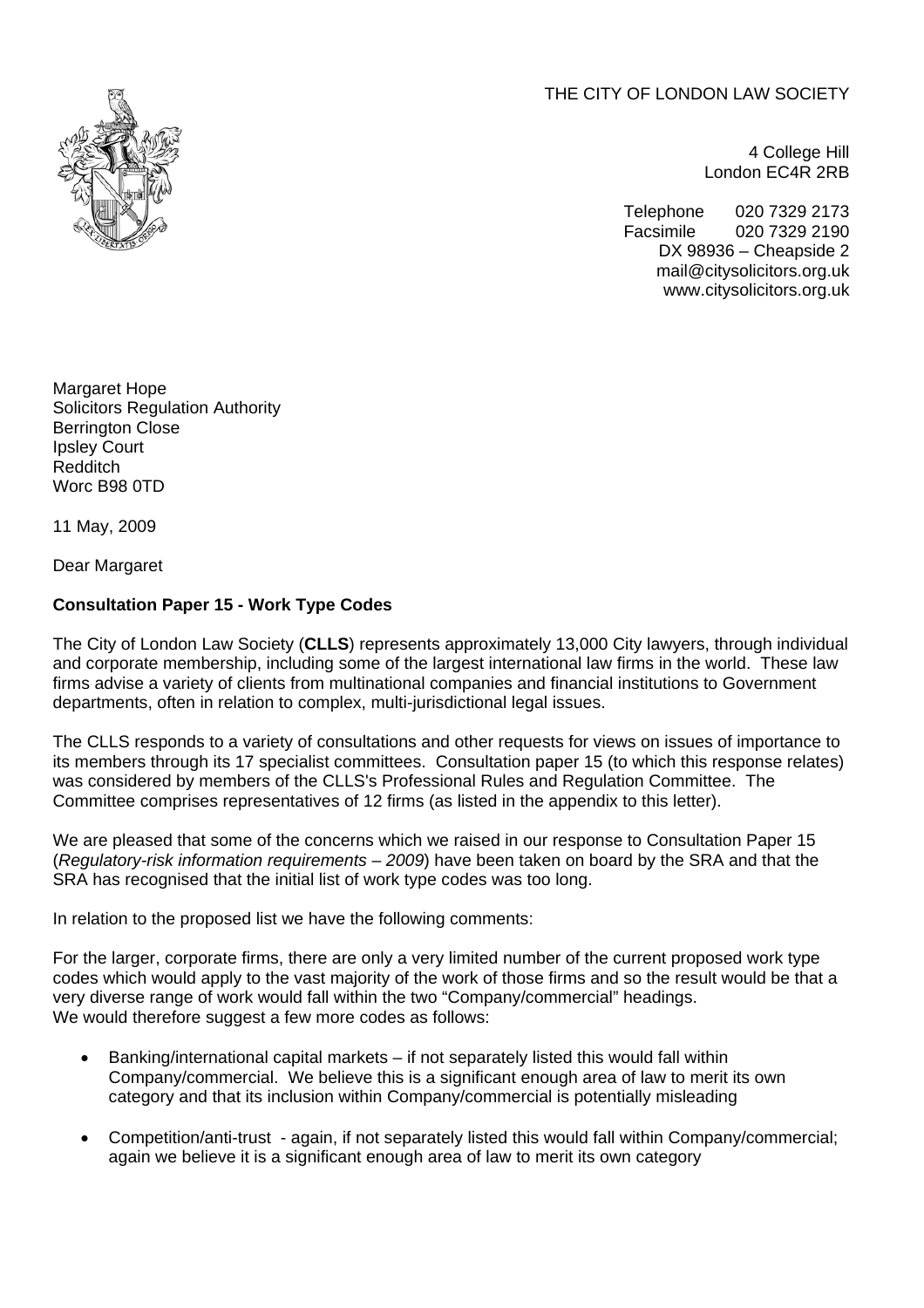THE CITY OF LONDON LAW SOCIETY

4 College Hill
London EC4R 2RB

Telephone 020 7329 2173
Facsimile 020 7329 2190
DX 98936 – Cheapside 2
mail@citysolicitors.org.uk
www.citysolicitors.org.uk

Margaret Hope
Solicitors Regulation Authority
Berrington Close
Ipsley Court
Redditch
Worc B98 0TD

11 May, 2009

Dear Margaret

**Consultation Paper 15 - Work Type Codes**

The City of London Law Society (**CLLS**) represents approximately 13,000 City lawyers, through individual and corporate membership, including some of the largest international law firms in the world. These law firms advise a variety of clients from multinational companies and financial institutions to Government departments, often in relation to complex, multi-jurisdictional legal issues.

The CLLS responds to a variety of consultations and other requests for views on issues of importance to its members through its 17 specialist committees. Consultation paper 15 (to which this response relates) was considered by members of the CLLS's Professional Rules and Regulation Committee. The Committee comprises representatives of 12 firms (as listed in the appendix to this letter).

We are pleased that some of the concerns which we raised in our response to Consultation Paper 15 (*Regulatory-risk information requirements – 2009*) have been taken on board by the SRA and that the SRA has recognised that the initial list of work type codes was too long.

In relation to the proposed list we have the following comments:

For the larger, corporate firms, there are only a very limited number of the current proposed work type codes which would apply to the vast majority of the work of those firms and so the result would be that a very diverse range of work would fall within the two "Company/commercial" headings.
We would therefore suggest a few more codes as follows:

- Banking/international capital markets – if not separately listed this would fall within Company/commercial. We believe this is a significant enough area of law to merit its own category and that its inclusion within Company/commercial is potentially misleading

- Competition/anti-trust - again, if not separately listed this would fall within Company/commercial; again we believe it is a significant enough area of law to merit its own category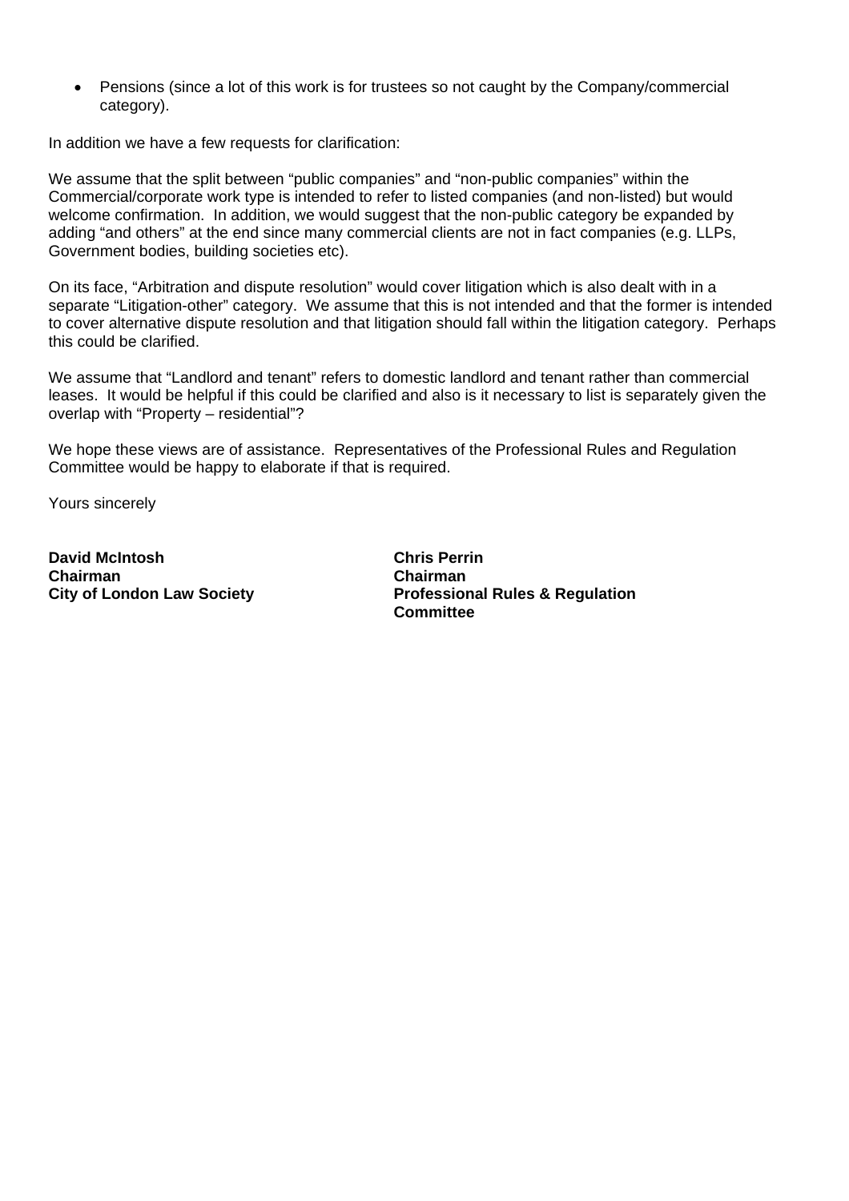- Pensions (since a lot of this work is for trustees so not caught by the Company/commercial category).

In addition we have a few requests for clarification:

We assume that the split between "public companies" and "non-public companies" within the Commercial/corporate work type is intended to refer to listed companies (and non-listed) but would welcome confirmation. In addition, we would suggest that the non-public category be expanded by adding "and others" at the end since many commercial clients are not in fact companies (e.g. LLPs, Government bodies, building societies etc).

On its face, "Arbitration and dispute resolution" would cover litigation which is also dealt with in a separate "Litigation-other" category. We assume that this is not intended and that the former is intended to cover alternative dispute resolution and that litigation should fall within the litigation category. Perhaps this could be clarified.

We assume that "Landlord and tenant" refers to domestic landlord and tenant rather than commercial leases. It would be helpful if this could be clarified and also is it necessary to list is separately given the overlap with "Property – residential"?

We hope these views are of assistance. Representatives of the Professional Rules and Regulation Committee would be happy to elaborate if that is required.

Yours sincerely

**David McIntosh**
**Chairman**
**City of London Law Society**

**Chris Perrin**
**Chairman**
**Professional Rules & Regulation Committee**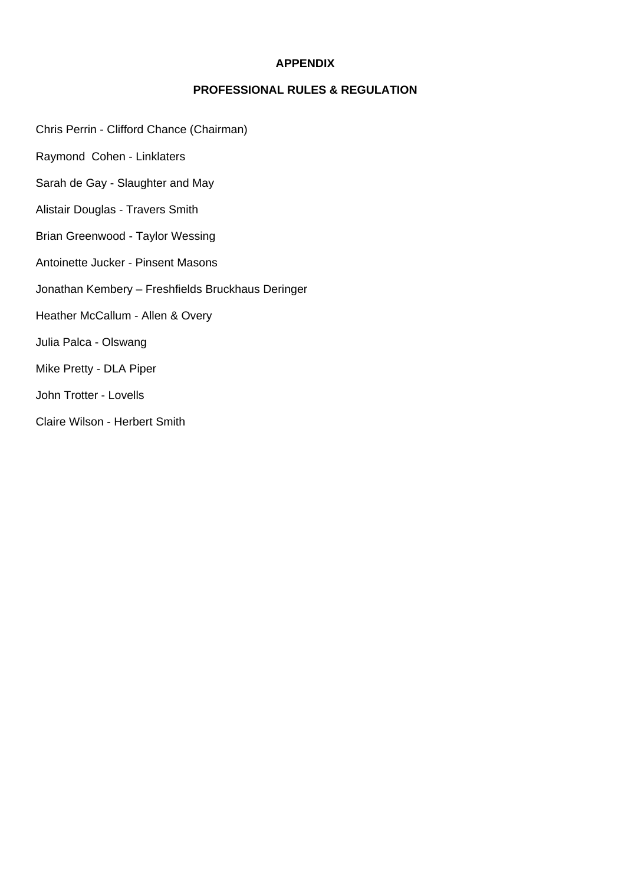**APPENDIX**

**PROFESSIONAL RULES & REGULATION**

Chris Perrin - Clifford Chance (Chairman)

Raymond Cohen - Linklaters

Sarah de Gay - Slaughter and May

Alistair Douglas - Travers Smith

Brian Greenwood - Taylor Wessing

Antoinette Jucker - Pinsent Masons

Jonathan Kembery – Freshfields Bruckhaus Deringer

Heather McCallum - Allen & Overy

Julia Palca - Olswang

Mike Pretty - DLA Piper

John Trotter - Lovells

Claire Wilson - Herbert Smith